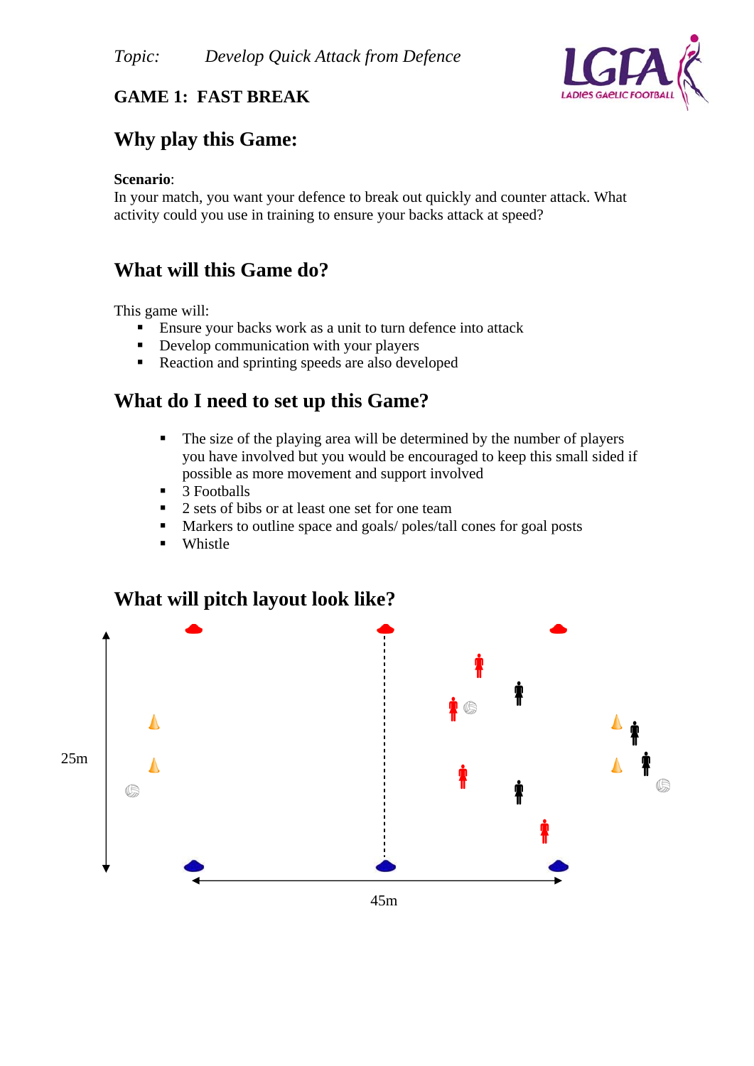*Topic:* *Develop Quick Attack from Defence*

**GAME 1: FAST BREAK**

## Why play this Game:

**Scenario**:
In your match, you want your defence to break out quickly and counter attack. What activity could you use in training to ensure your backs attack at speed?

## What will this Game do?

This game will:

- Ensure your backs work as a unit to turn defence into attack
- Develop communication with your players
- Reaction and sprinting speeds are also developed

## What do I need to set up this Game?

- The size of the playing area will be determined by the number of players you have involved but you would be encouraged to keep this small sided if possible as more movement and support involved
- 3 Footballs
- 2 sets of bibs or at least one set for one team
- Markers to outline space and goals/ poles/tall cones for goal posts
- Whistle

## What will pitch layout look like?

25m

45m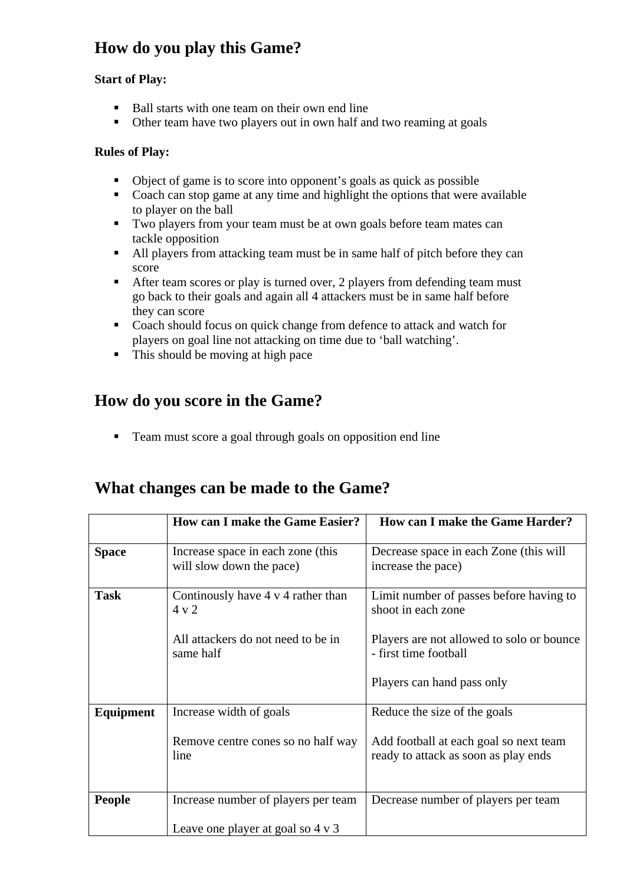## How do you play this Game?

**Start of Play:**

- Ball starts with one team on their own end line
- Other team have two players out in own half and two reaming at goals

**Rules of Play:**

- Object of game is to score into opponent's goals as quick as possible
- Coach can stop game at any time and highlight the options that were available to player on the ball
- Two players from your team must be at own goals before team mates can tackle opposition
- All players from attacking team must be in same half of pitch before they can score
- After team scores or play is turned over, 2 players from defending team must go back to their goals and again all 4 attackers must be in same half before they can score
- Coach should focus on quick change from defence to attack and watch for players on goal line not attacking on time due to 'ball watching'.
- This should be moving at high pace

## How do you score in the Game?

- Team must score a goal through goals on opposition end line

## What changes can be made to the Game?

| | **How can I make the Game Easier?** | **How can I make the Game Harder?** |
|---|---|---|
| **Space** | Increase space in each zone (this will slow down the pace) | Decrease space in each Zone (this will increase the pace) |
| **Task** | Continously have 4 v 4 rather than 4 v 2<br><br>All attackers do not need to be in same half | Limit number of passes before having to shoot in each zone<br><br>Players are not allowed to solo or bounce - first time football<br><br>Players can hand pass only |
| **Equipment** | Increase width of goals<br><br>Remove centre cones so no half way line | Reduce the size of the goals<br><br>Add football at each goal so next team ready to attack as soon as play ends |
| **People** | Increase number of players per team<br><br>Leave one player at goal so 4 v 3 | Decrease number of players per team |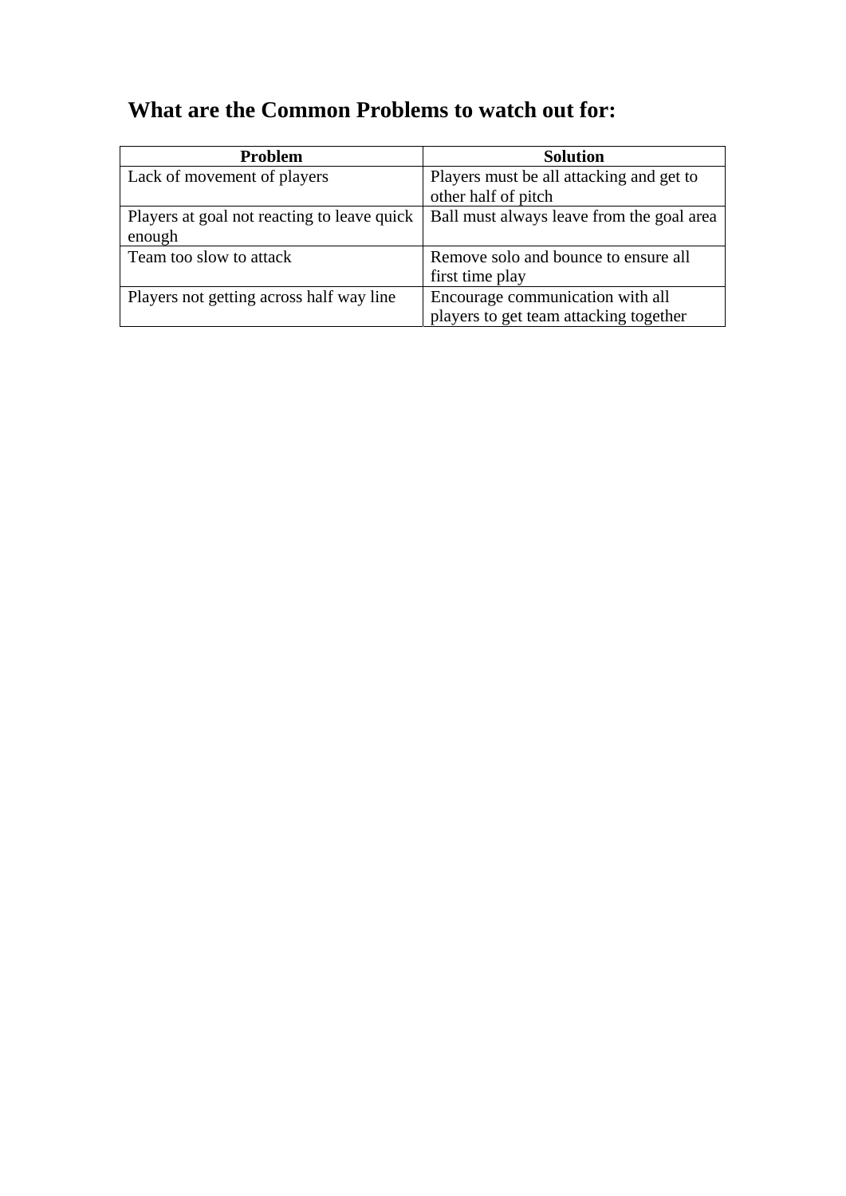## What are the Common Problems to watch out for:

| Problem | Solution |
| --- | --- |
| Lack of movement of players | Players must be all attacking and get to other half of pitch |
| Players at goal not reacting to leave quick enough | Ball must always leave from the goal area |
| Team too slow to attack | Remove solo and bounce to ensure all first time play |
| Players not getting across half way line | Encourage communication with all players to get team attacking together |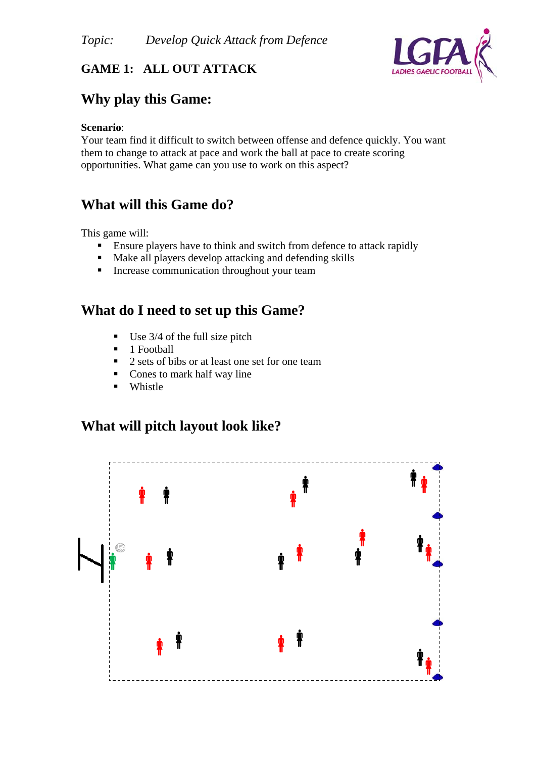*Topic:* *Develop Quick Attack from Defence*

**GAME 1: ALL OUT ATTACK**

## Why play this Game:

**Scenario**:
Your team find it difficult to switch between offense and defence quickly. You want them to change to attack at pace and work the ball at pace to create scoring opportunities. What game can you use to work on this aspect?

## What will this Game do?

This game will:

- Ensure players have to think and switch from defence to attack rapidly
- Make all players develop attacking and defending skills
- Increase communication throughout your team

## What do I need to set up this Game?

- Use 3/4 of the full size pitch
- 1 Football
- 2 sets of bibs or at least one set for one team
- Cones to mark half way line
- Whistle

## What will pitch layout look like?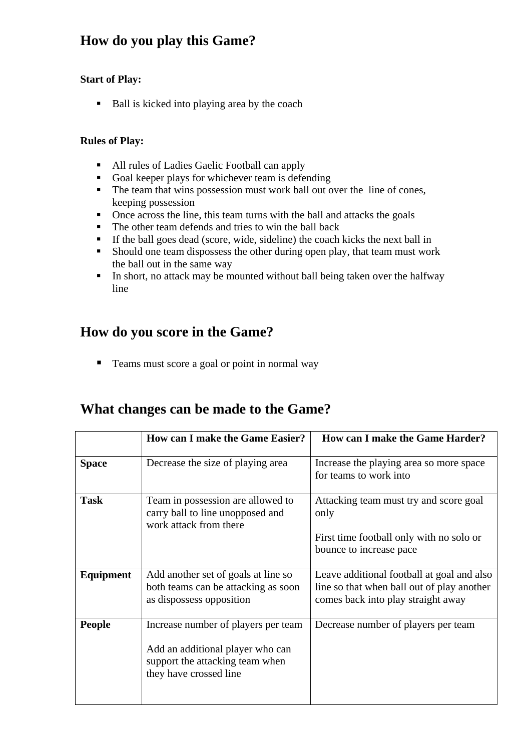## How do you play this Game?

**Start of Play:**

- Ball is kicked into playing area by the coach

**Rules of Play:**

- All rules of Ladies Gaelic Football can apply
- Goal keeper plays for whichever team is defending
- The team that wins possession must work ball out over the line of cones, keeping possession
- Once across the line, this team turns with the ball and attacks the goals
- The other team defends and tries to win the ball back
- If the ball goes dead (score, wide, sideline) the coach kicks the next ball in
- Should one team dispossess the other during open play, that team must work the ball out in the same way
- In short, no attack may be mounted without ball being taken over the halfway line

## How do you score in the Game?

- Teams must score a goal or point in normal way

## What changes can be made to the Game?

| | How can I make the Game Easier? | How can I make the Game Harder? |
|---|---|---|
| **Space** | Decrease the size of playing area | Increase the playing area so more space for teams to work into |
| **Task** | Team in possession are allowed to carry ball to line unopposed and work attack from there | Attacking team must try and score goal only<br><br>First time football only with no solo or bounce to increase pace |
| **Equipment** | Add another set of goals at line so both teams can be attacking as soon as dispossess opposition | Leave additional football at goal and also line so that when ball out of play another comes back into play straight away |
| **People** | Increase number of players per team<br><br>Add an additional player who can support the attacking team when they have crossed line | Decrease number of players per team |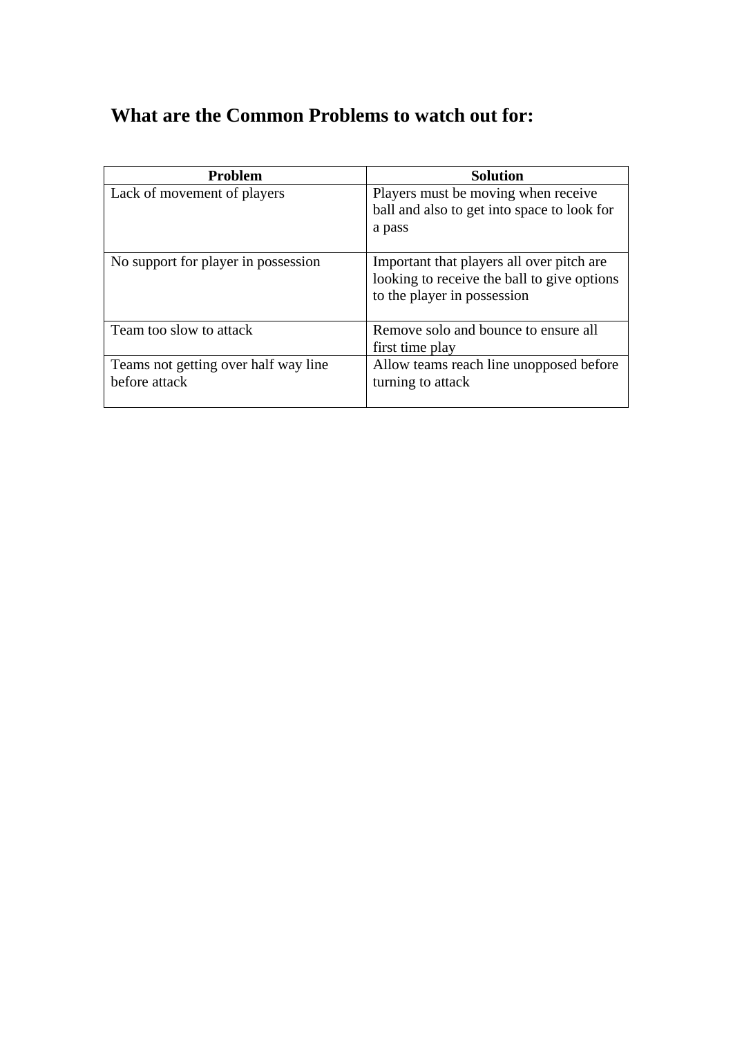# What are the Common Problems to watch out for:

| Problem | Solution |
|---|---|
| Lack of movement of players | Players must be moving when receive ball and also to get into space to look for a pass |
| No support for player in possession | Important that players all over pitch are looking to receive the ball to give options to the player in possession |
| Team too slow to attack | Remove solo and bounce to ensure all first time play |
| Teams not getting over half way line before attack | Allow teams reach line unopposed before turning to attack |